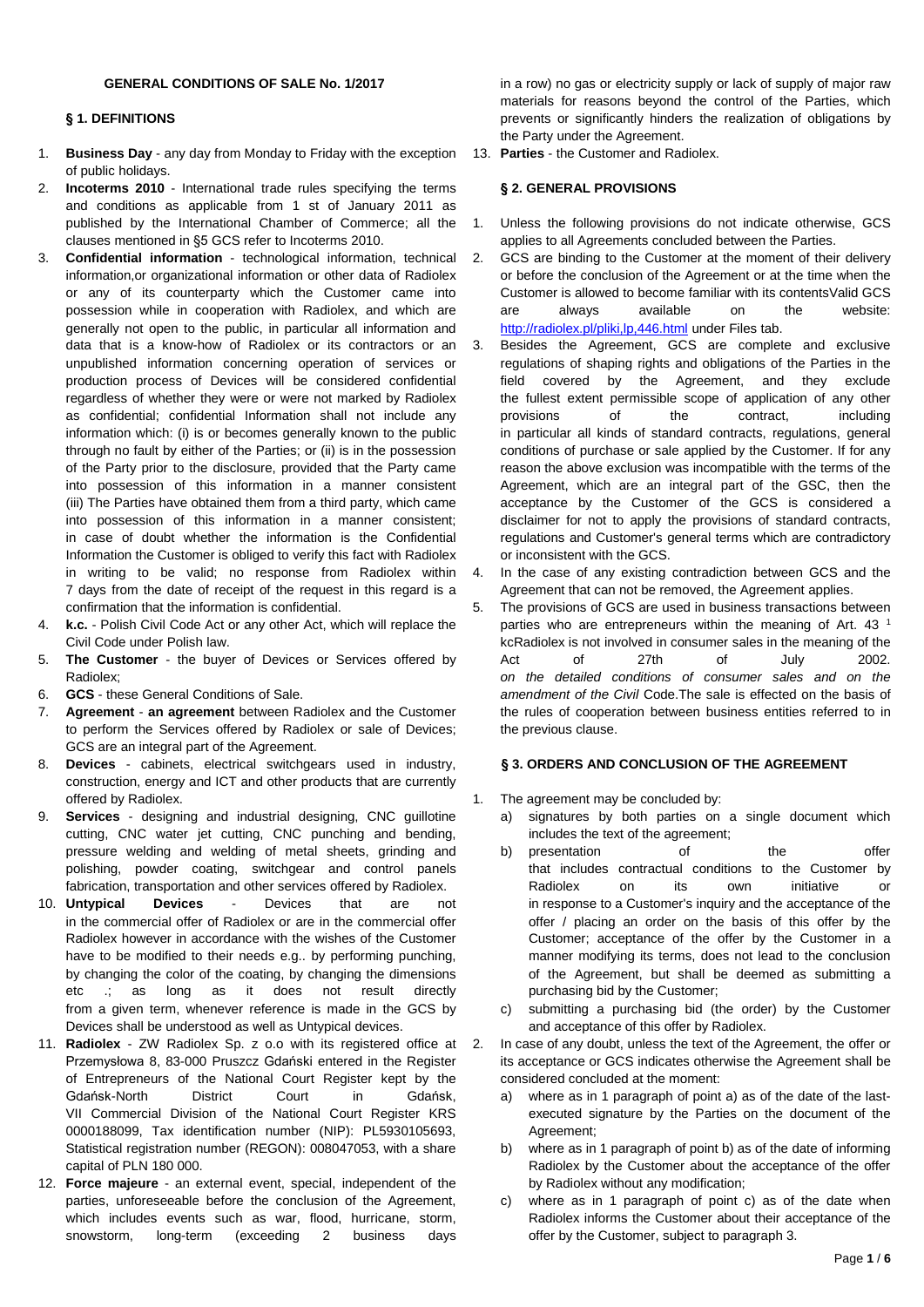# GENERAL CONDITIONS OF SALE No. 1/2017

## § 1. DEFINITIONS

1. **Business Day** - any day from Monday to Friday with the exception of public holidays.
2. **Incoterms 2010** - International trade rules specifying the terms and conditions as applicable from 1 st of January 2011 as published by the International Chamber of Commerce; all the clauses mentioned in §5 GCS refer to Incoterms 2010.
3. **Confidential information** - technological information, technical information,or organizational information or other data of Radiolex or any of its counterparty which the Customer came into possession while in cooperation with Radiolex, and which are generally not open to the public, in particular all information and data that is a know-how of Radiolex or its contractors or an unpublished information concerning operation of services or production process of Devices will be considered confidential regardless of whether they were or were not marked by Radiolex as confidential; confidential Information shall not include any information which: (i) is or becomes generally known to the public through no fault by either of the Parties; or (ii) is in the possession of the Party prior to the disclosure, provided that the Party came into possession of this information in a manner consistent (iii) The Parties have obtained them from a third party, which came into possession of this information in a manner consistent; in case of doubt whether the information is the Confidential Information the Customer is obliged to verify this fact with Radiolex in writing to be valid; no response from Radiolex within 7 days from the date of receipt of the request in this regard is a confirmation that the information is confidential.
4. **k.c.** - Polish Civil Code Act or any other Act, which will replace the Civil Code under Polish law.
5. **The Customer** - the buyer of Devices or Services offered by Radiolex;
6. **GCS** - these General Conditions of Sale.
7. **Agreement** - **an agreement** between Radiolex and the Customer to perform the Services offered by Radiolex or sale of Devices; GCS are an integral part of the Agreement.
8. **Devices** - cabinets, electrical switchgears used in industry, construction, energy and ICT and other products that are currently offered by Radiolex.
9. **Services** - designing and industrial designing, CNC guillotine cutting, CNC water jet cutting, CNC punching and bending, pressure welding and welding of metal sheets, grinding and polishing, powder coating, switchgear and control panels fabrication, transportation and other services offered by Radiolex.
10. **Untypical Devices** - Devices that are not in the commercial offer of Radiolex or are in the commercial offer Radiolex however in accordance with the wishes of the Customer have to be modified to their needs e.g.. by performing punching, by changing the color of the coating, by changing the dimensions etc .; as long as it does not result directly from a given term, whenever reference is made in the GCS by Devices shall be understood as well as Untypical devices.
11. **Radiolex** - ZW Radiolex Sp. z o.o with its registered office at Przemysłowa 8, 83-000 Pruszcz Gdański entered in the Register of Entrepreneurs of the National Court Register kept by the Gdańsk-North District Court in Gdańsk, VII Commercial Division of the National Court Register KRS 0000188099, Tax identification number (NIP): PL5930105693, Statistical registration number (REGON): 008047053, with a share capital of PLN 180 000.
12. **Force majeure** - an external event, special, independent of the parties, unforeseeable before the conclusion of the Agreement, which includes events such as war, flood, hurricane, storm, snowstorm, long-term (exceeding 2 business days in a row) no gas or electricity supply or lack of supply of major raw materials for reasons beyond the control of the Parties, which prevents or significantly hinders the realization of obligations by the Party under the Agreement.
13. **Parties** - the Customer and Radiolex.

## § 2. GENERAL PROVISIONS

1. Unless the following provisions do not indicate otherwise, GCS applies to all Agreements concluded between the Parties.
2. GCS are binding to the Customer at the moment of their delivery or before the conclusion of the Agreement or at the time when the Customer is allowed to become familiar with its contentsValid GCS are always available on the website: http://radiolex.pl/pliki,lp,446.html under Files tab.
3. Besides the Agreement, GCS are complete and exclusive regulations of shaping rights and obligations of the Parties in the field covered by the Agreement, and they exclude the fullest extent permissible scope of application of any other provisions of the contract, including in particular all kinds of standard contracts, regulations, general conditions of purchase or sale applied by the Customer. If for any reason the above exclusion was incompatible with the terms of the Agreement, which are an integral part of the GSC, then the acceptance by the Customer of the GCS is considered a disclaimer for not to apply the provisions of standard contracts, regulations and Customer's general terms which are contradictory or inconsistent with the GCS.
4. In the case of any existing contradiction between GCS and the Agreement that can not be removed, the Agreement applies.
5. The provisions of GCS are used in business transactions between parties who are entrepreneurs within the meaning of Art. 43 [1] kcRadiolex is not involved in consumer sales in the meaning of the Act of 27th of July 2002. *on the detailed conditions of consumer sales and on the amendment of the Civil* Code.The sale is effected on the basis of the rules of cooperation between business entities referred to in the previous clause.

## § 3. ORDERS AND CONCLUSION OF THE AGREEMENT

1. The agreement may be concluded by:
   a) signatures by both parties on a single document which includes the text of the agreement;
   b) presentation of the offer that includes contractual conditions to the Customer by Radiolex on its own initiative or in response to a Customer's inquiry and the acceptance of the offer / placing an order on the basis of this offer by the Customer; acceptance of the offer by the Customer in a manner modifying its terms, does not lead to the conclusion of the Agreement, but shall be deemed as submitting a purchasing bid by the Customer;
   c) submitting a purchasing bid (the order) by the Customer and acceptance of this offer by Radiolex.
2. In case of any doubt, unless the text of the Agreement, the offer or its acceptance or GCS indicates otherwise the Agreement shall be considered concluded at the moment:
   a) where as in 1 paragraph of point a) as of the date of the last-executed signature by the Parties on the document of the Agreement;
   b) where as in 1 paragraph of point b) as of the date of informing Radiolex by the Customer about the acceptance of the offer by Radiolex without any modification;
   c) where as in 1 paragraph of point c) as of the date when Radiolex informs the Customer about their acceptance of the offer by the Customer, subject to paragraph 3.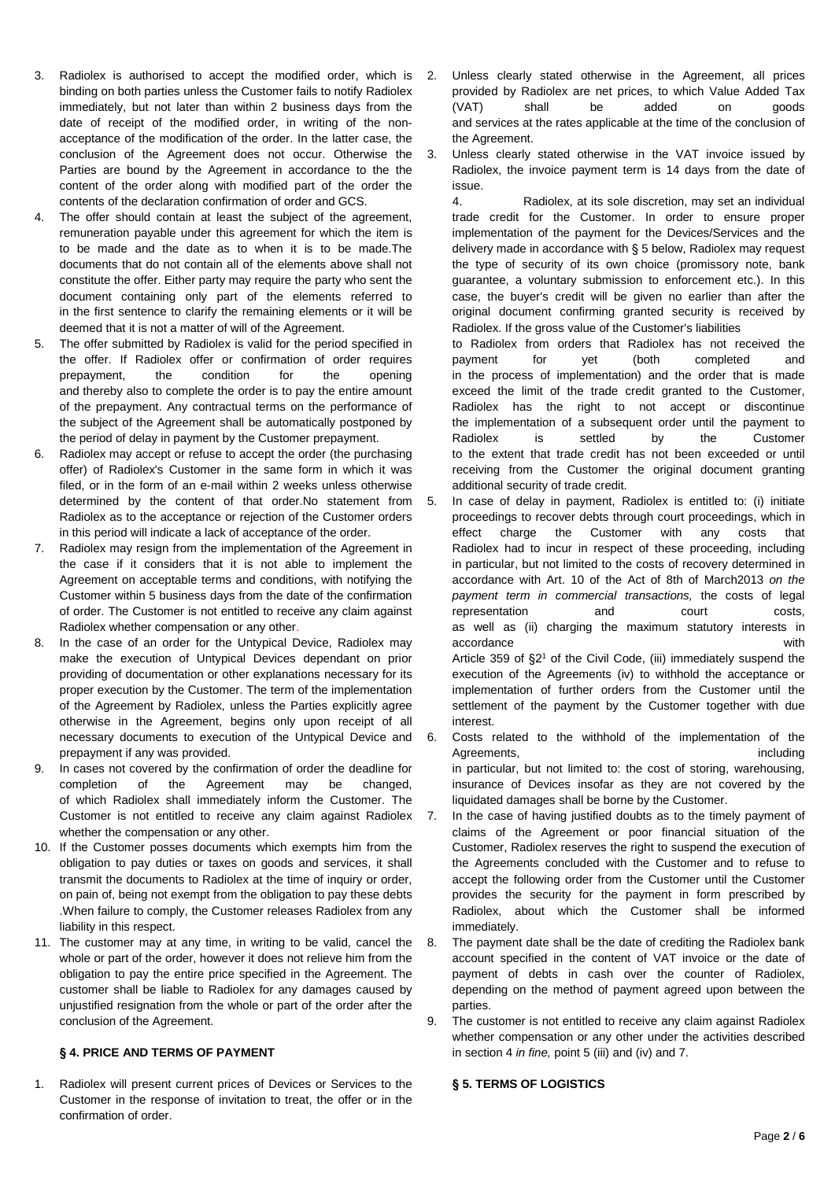3. Radiolex is authorised to accept the modified order, which is binding on both parties unless the Customer fails to notify Radiolex immediately, but not later than within 2 business days from the date of receipt of the modified order, in writing of the non-acceptance of the modification of the order. In the latter case, the conclusion of the Agreement does not occur. Otherwise the Parties are bound by the Agreement in accordance to the the content of the order along with modified part of the order the contents of the declaration confirmation of order and GCS.
4. The offer should contain at least the subject of the agreement, remuneration payable under this agreement for which the item is to be made and the date as to when it is to be made.The documents that do not contain all of the elements above shall not constitute the offer. Either party may require the party who sent the document containing only part of the elements referred to in the first sentence to clarify the remaining elements or it will be deemed that it is not a matter of will of the Agreement.
5. The offer submitted by Radiolex is valid for the period specified in the offer. If Radiolex offer or confirmation of order requires prepayment, the condition for the opening and thereby also to complete the order is to pay the entire amount of the prepayment. Any contractual terms on the performance of the subject of the Agreement shall be automatically postponed by the period of delay in payment by the Customer prepayment.
6. Radiolex may accept or refuse to accept the order (the purchasing offer) of Radiolex's Customer in the same form in which it was filed, or in the form of an e-mail within 2 weeks unless otherwise determined by the content of that order.No statement from Radiolex as to the acceptance or rejection of the Customer orders in this period will indicate a lack of acceptance of the order.
7. Radiolex may resign from the implementation of the Agreement in the case if it considers that it is not able to implement the Agreement on acceptable terms and conditions, with notifying the Customer within 5 business days from the date of the confirmation of order. The Customer is not entitled to receive any claim against Radiolex whether compensation or any other.
8. In the case of an order for the Untypical Device, Radiolex may make the execution of Untypical Devices dependant on prior providing of documentation or other explanations necessary for its proper execution by the Customer. The term of the implementation of the Agreement by Radiolex, unless the Parties explicitly agree otherwise in the Agreement, begins only upon receipt of all necessary documents to execution of the Untypical Device and prepayment if any was provided.
9. In cases not covered by the confirmation of order the deadline for completion of the Agreement may be changed, of which Radiolex shall immediately inform the Customer. The Customer is not entitled to receive any claim against Radiolex whether the compensation or any other.
10. If the Customer posses documents which exempts him from the obligation to pay duties or taxes on goods and services, it shall transmit the documents to Radiolex at the time of inquiry or order, on pain of, being not exempt from the obligation to pay these debts .When failure to comply, the Customer releases Radiolex from any liability in this respect.
11. The customer may at any time, in writing to be valid, cancel the whole or part of the order, however it does not relieve him from the obligation to pay the entire price specified in the Agreement. The customer shall be liable to Radiolex for any damages caused by unjustified resignation from the whole or part of the order after the conclusion of the Agreement.

## § 4. PRICE AND TERMS OF PAYMENT

1. Radiolex will present current prices of Devices or Services to the Customer in the response of invitation to treat, the offer or in the confirmation of order.
2. Unless clearly stated otherwise in the Agreement, all prices provided by Radiolex are net prices, to which Value Added Tax (VAT) shall be added on goods and services at the rates applicable at the time of the conclusion of the Agreement.
3. Unless clearly stated otherwise in the VAT invoice issued by Radiolex, the invoice payment term is 14 days from the date of issue.
4. Radiolex, at its sole discretion, may set an individual trade credit for the Customer. In order to ensure proper implementation of the payment for the Devices/Services and the delivery made in accordance with § 5 below, Radiolex may request the type of security of its own choice (promissory note, bank guarantee, a voluntary submission to enforcement etc.). In this case, the buyer's credit will be given no earlier than after the original document confirming granted security is received by Radiolex. If the gross value of the Customer's liabilities to Radiolex from orders that Radiolex has not received the payment for yet (both completed and in the process of implementation) and the order that is made exceed the limit of the trade credit granted to the Customer, Radiolex has the right to not accept or discontinue the implementation of a subsequent order until the payment to Radiolex is settled by the Customer to the extent that trade credit has not been exceeded or until receiving from the Customer the original document granting additional security of trade credit.
5. In case of delay in payment, Radiolex is entitled to: (i) initiate proceedings to recover debts through court proceedings, which in effect charge the Customer with any costs that Radiolex had to incur in respect of these proceeding, including in particular, but not limited to the costs of recovery determined in accordance with Art. 10 of the Act of 8th of March2013 *on the payment term in commercial transactions,* the costs of legal representation and court costs, as well as (ii) charging the maximum statutory interests in accordance with Article 359 of §2[1] of the Civil Code, (iii) immediately suspend the execution of the Agreements (iv) to withhold the acceptance or implementation of further orders from the Customer until the settlement of the payment by the Customer together with due interest.
6. Costs related to the withhold of the implementation of the Agreements, including in particular, but not limited to: the cost of storing, warehousing, insurance of Devices insofar as they are not covered by the liquidated damages shall be borne by the Customer.
7. In the case of having justified doubts as to the timely payment of claims of the Agreement or poor financial situation of the Customer, Radiolex reserves the right to suspend the execution of the Agreements concluded with the Customer and to refuse to accept the following order from the Customer until the Customer provides the security for the payment in form prescribed by Radiolex, about which the Customer shall be informed immediately.
8. The payment date shall be the date of crediting the Radiolex bank account specified in the content of VAT invoice or the date of payment of debts in cash over the counter of Radiolex, depending on the method of payment agreed upon between the parties.
9. The customer is not entitled to receive any claim against Radiolex whether compensation or any other under the activities described in section 4 *in fine,* point 5 (iii) and (iv) and 7.

## § 5. TERMS OF LOGISTICS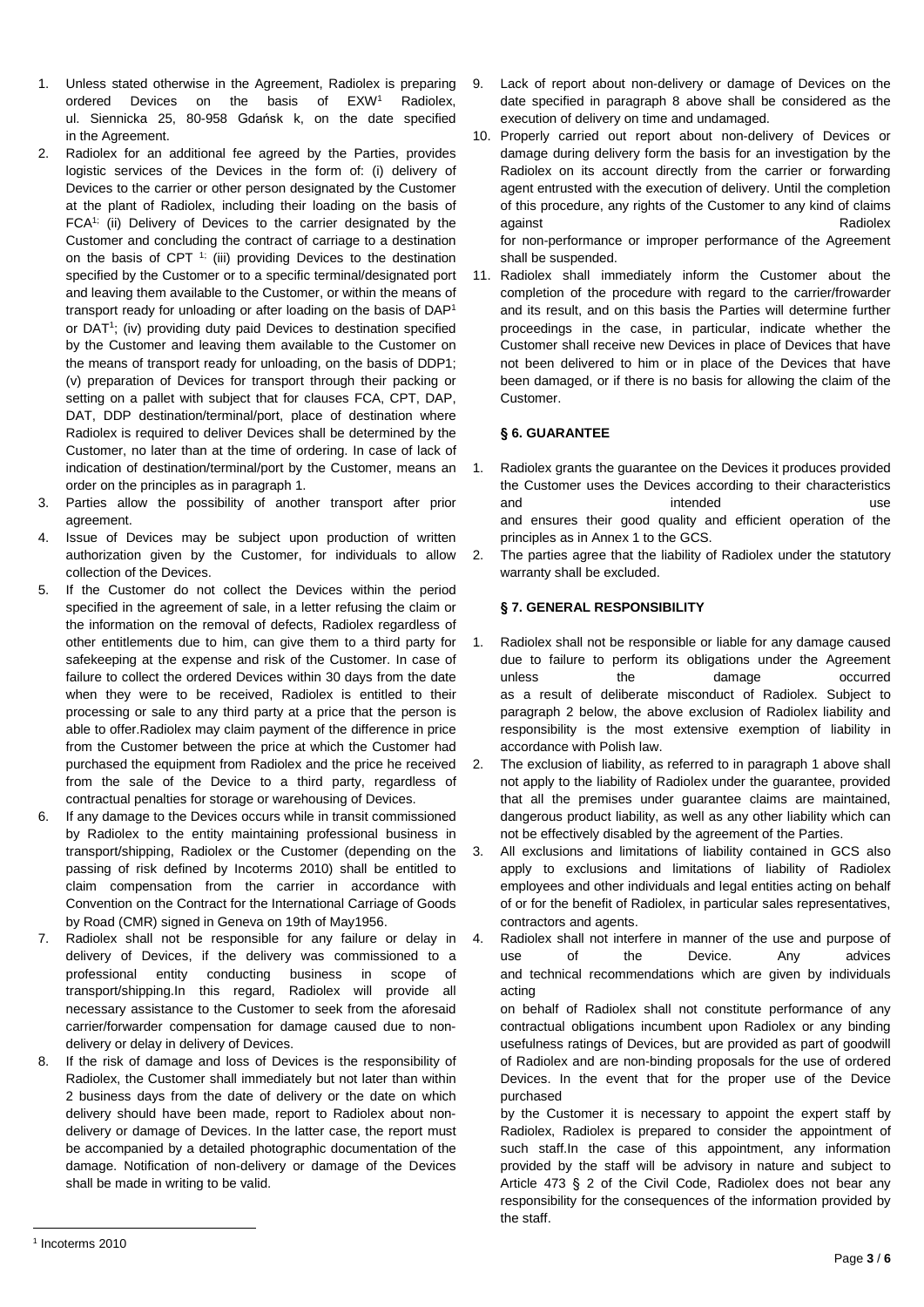1. Unless stated otherwise in the Agreement, Radiolex is preparing ordered Devices on the basis of EXW[1] Radiolex, ul. Siennicka 25, 80-958 Gdańsk k, on the date specified in the Agreement.
2. Radiolex for an additional fee agreed by the Parties, provides logistic services of the Devices in the form of: (i) delivery of Devices to the carrier or other person designated by the Customer at the plant of Radiolex, including their loading on the basis of FCA[1;] (ii) Delivery of Devices to the carrier designated by the Customer and concluding the contract of carriage to a destination on the basis of CPT [1;] (iii) providing Devices to the destination specified by the Customer or to a specific terminal/designated port and leaving them available to the Customer, or within the means of transport ready for unloading or after loading on the basis of DAP[1] or DAT[1]; (iv) providing duty paid Devices to destination specified by the Customer and leaving them available to the Customer on the means of transport ready for unloading, on the basis of DDP1; (v) preparation of Devices for transport through their packing or setting on a pallet with subject that for clauses FCA, CPT, DAP, DAT, DDP destination/terminal/port, place of destination where Radiolex is required to deliver Devices shall be determined by the Customer, no later than at the time of ordering. In case of lack of indication of destination/terminal/port by the Customer, means an order on the principles as in paragraph 1.
3. Parties allow the possibility of another transport after prior agreement.
4. Issue of Devices may be subject upon production of written authorization given by the Customer, for individuals to allow collection of the Devices.
5. If the Customer do not collect the Devices within the period specified in the agreement of sale, in a letter refusing the claim or the information on the removal of defects, Radiolex regardless of other entitlements due to him, can give them to a third party for safekeeping at the expense and risk of the Customer. In case of failure to collect the ordered Devices within 30 days from the date when they were to be received, Radiolex is entitled to their processing or sale to any third party at a price that the person is able to offer.Radiolex may claim payment of the difference in price from the Customer between the price at which the Customer had purchased the equipment from Radiolex and the price he received from the sale of the Device to a third party, regardless of contractual penalties for storage or warehousing of Devices.
6. If any damage to the Devices occurs while in transit commissioned by Radiolex to the entity maintaining professional business in transport/shipping, Radiolex or the Customer (depending on the passing of risk defined by Incoterms 2010) shall be entitled to claim compensation from the carrier in accordance with Convention on the Contract for the International Carriage of Goods by Road (CMR) signed in Geneva on 19th of May1956.
7. Radiolex shall not be responsible for any failure or delay in delivery of Devices, if the delivery was commissioned to a professional entity conducting business in scope of transport/shipping.In this regard, Radiolex will provide all necessary assistance to the Customer to seek from the aforesaid carrier/forwarder compensation for damage caused due to non-delivery or delay in delivery of Devices.
8. If the risk of damage and loss of Devices is the responsibility of Radiolex, the Customer shall immediately but not later than within 2 business days from the date of delivery or the date on which delivery should have been made, report to Radiolex about non-delivery or damage of Devices. In the latter case, the report must be accompanied by a detailed photographic documentation of the damage. Notification of non-delivery or damage of the Devices shall be made in writing to be valid.
9. Lack of report about non-delivery or damage of Devices on the date specified in paragraph 8 above shall be considered as the execution of delivery on time and undamaged.
10. Properly carried out report about non-delivery of Devices or damage during delivery form the basis for an investigation by the Radiolex on its account directly from the carrier or forwarding agent entrusted with the execution of delivery. Until the completion of this procedure, any rights of the Customer to any kind of claims against Radiolex for non-performance or improper performance of the Agreement shall be suspended.
11. Radiolex shall immediately inform the Customer about the completion of the procedure with regard to the carrier/frowarder and its result, and on this basis the Parties will determine further proceedings in the case, in particular, indicate whether the Customer shall receive new Devices in place of Devices that have not been delivered to him or in place of the Devices that have been damaged, or if there is no basis for allowing the claim of the Customer.

### § 6. GUARANTEE

1. Radiolex grants the guarantee on the Devices it produces provided the Customer uses the Devices according to their characteristics and intended use and ensures their good quality and efficient operation of the principles as in Annex 1 to the GCS.
2. The parties agree that the liability of Radiolex under the statutory warranty shall be excluded.

### § 7. GENERAL RESPONSIBILITY

1. Radiolex shall not be responsible or liable for any damage caused due to failure to perform its obligations under the Agreement unless the damage occurred as a result of deliberate misconduct of Radiolex. Subject to paragraph 2 below, the above exclusion of Radiolex liability and responsibility is the most extensive exemption of liability in accordance with Polish law.
2. The exclusion of liability, as referred to in paragraph 1 above shall not apply to the liability of Radiolex under the guarantee, provided that all the premises under guarantee claims are maintained, dangerous product liability, as well as any other liability which can not be effectively disabled by the agreement of the Parties.
3. All exclusions and limitations of liability contained in GCS also apply to exclusions and limitations of liability of Radiolex employees and other individuals and legal entities acting on behalf of or for the benefit of Radiolex, in particular sales representatives, contractors and agents.
4. Radiolex shall not interfere in manner of the use and purpose of use of the Device. Any advices and technical recommendations which are given by individuals acting on behalf of Radiolex shall not constitute performance of any contractual obligations incumbent upon Radiolex or any binding usefulness ratings of Devices, but are provided as part of goodwill of Radiolex and are non-binding proposals for the use of ordered Devices. In the event that for the proper use of the Device purchased by the Customer it is necessary to appoint the expert staff by Radiolex, Radiolex is prepared to consider the appointment of such staff.In the case of this appointment, any information provided by the staff will be advisory in nature and subject to Article 473 § 2 of the Civil Code, Radiolex does not bear any responsibility for the consequences of the information provided by the staff.

---

[1] Incoterms 2010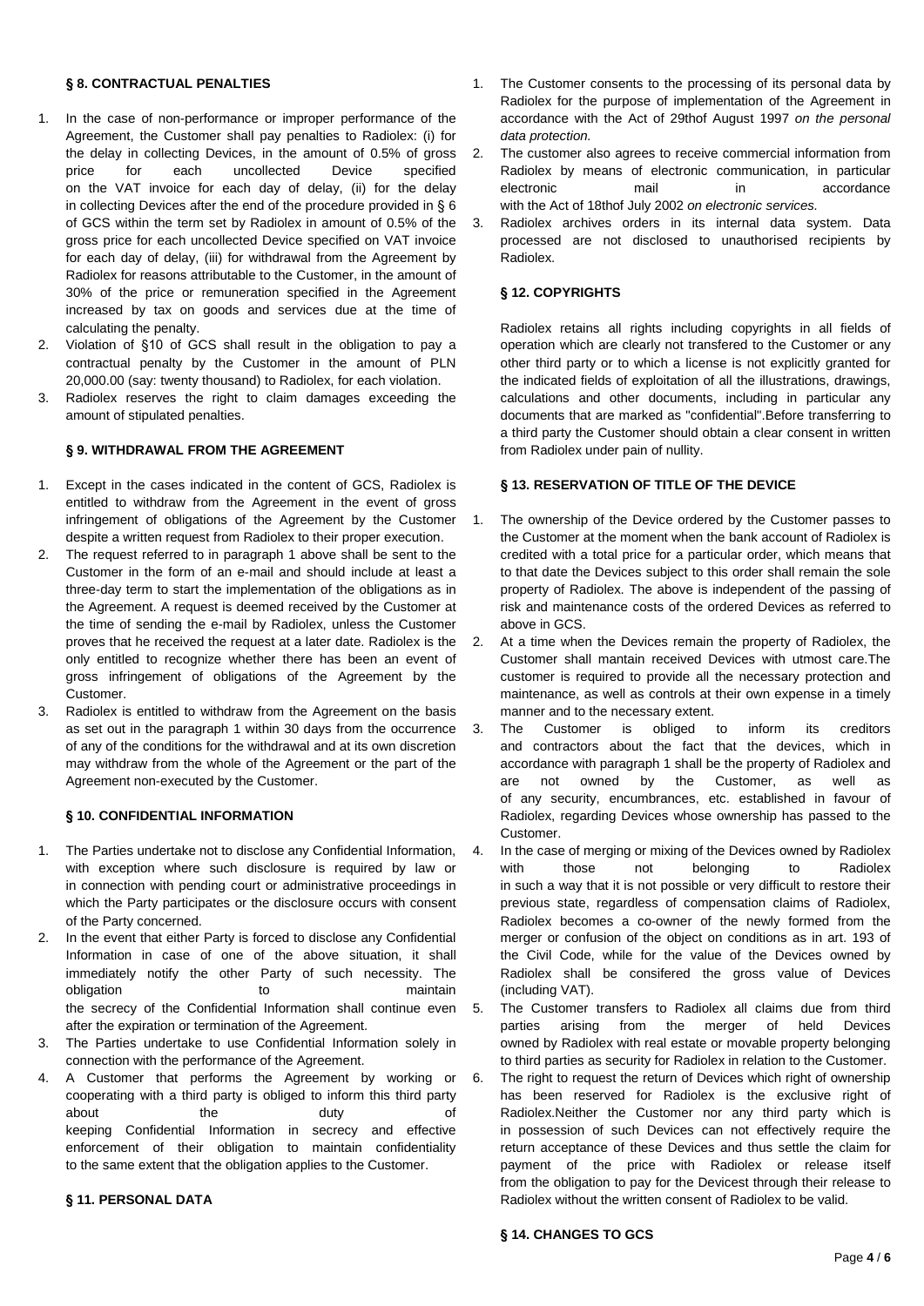## § 8. CONTRACTUAL PENALTIES

1. In the case of non-performance or improper performance of the Agreement, the Customer shall pay penalties to Radiolex: (i) for the delay in collecting Devices, in the amount of 0.5% of gross price for each uncollected Device specified on the VAT invoice for each day of delay, (ii) for the delay in collecting Devices after the end of the procedure provided in § 6 of GCS within the term set by Radiolex in amount of 0.5% of the gross price for each uncollected Device specified on VAT invoice for each day of delay, (iii) for withdrawal from the Agreement by Radiolex for reasons attributable to the Customer, in the amount of 30% of the price or remuneration specified in the Agreement increased by tax on goods and services due at the time of calculating the penalty.
2. Violation of §10 of GCS shall result in the obligation to pay a contractual penalty by the Customer in the amount of PLN 20,000.00 (say: twenty thousand) to Radiolex, for each violation.
3. Radiolex reserves the right to claim damages exceeding the amount of stipulated penalties.

## § 9. WITHDRAWAL FROM THE AGREEMENT

1. Except in the cases indicated in the content of GCS, Radiolex is entitled to withdraw from the Agreement in the event of gross infringement of obligations of the Agreement by the Customer despite a written request from Radiolex to their proper execution.
2. The request referred to in paragraph 1 above shall be sent to the Customer in the form of an e-mail and should include at least a three-day term to start the implementation of the obligations as in the Agreement. A request is deemed received by the Customer at the time of sending the e-mail by Radiolex, unless the Customer proves that he received the request at a later date. Radiolex is the only entitled to recognize whether there has been an event of gross infringement of obligations of the Agreement by the Customer.
3. Radiolex is entitled to withdraw from the Agreement on the basis as set out in the paragraph 1 within 30 days from the occurrence of any of the conditions for the withdrawal and at its own discretion may withdraw from the whole of the Agreement or the part of the Agreement non-executed by the Customer.

## § 10. CONFIDENTIAL INFORMATION

1. The Parties undertake not to disclose any Confidential Information, with exception where such disclosure is required by law or in connection with pending court or administrative proceedings in which the Party participates or the disclosure occurs with consent of the Party concerned.
2. In the event that either Party is forced to disclose any Confidential Information in case of one of the above situation, it shall immediately notify the other Party of such necessity. The obligation to maintain the secrecy of the Confidential Information shall continue even after the expiration or termination of the Agreement.
3. The Parties undertake to use Confidential Information solely in connection with the performance of the Agreement.
4. A Customer that performs the Agreement by working or cooperating with a third party is obliged to inform this third party about the duty of keeping Confidential Information in secrecy and effective enforcement of their obligation to maintain confidentiality to the same extent that the obligation applies to the Customer.

## § 11. PERSONAL DATA

1. The Customer consents to the processing of its personal data by Radiolex for the purpose of implementation of the Agreement in accordance with the Act of 29thof August 1997 *on the personal data protection.*
2. The customer also agrees to receive commercial information from Radiolex by means of electronic communication, in particular electronic mail in accordance with the Act of 18thof July 2002 *on electronic services.*
3. Radiolex archives orders in its internal data system. Data processed are not disclosed to unauthorised recipients by Radiolex.

## § 12. COPYRIGHTS

Radiolex retains all rights including copyrights in all fields of operation which are clearly not transfered to the Customer or any other third party or to which a license is not explicitly granted for the indicated fields of exploitation of all the illustrations, drawings, calculations and other documents, including in particular any documents that are marked as "confidential".Before transferring to a third party the Customer should obtain a clear consent in written from Radiolex under pain of nullity.

## § 13. RESERVATION OF TITLE OF THE DEVICE

1. The ownership of the Device ordered by the Customer passes to the Customer at the moment when the bank account of Radiolex is credited with a total price for a particular order, which means that to that date the Devices subject to this order shall remain the sole property of Radiolex. The above is independent of the passing of risk and maintenance costs of the ordered Devices as referred to above in GCS.
2. At a time when the Devices remain the property of Radiolex, the Customer shall mantain received Devices with utmost care.The customer is required to provide all the necessary protection and maintenance, as well as controls at their own expense in a timely manner and to the necessary extent.
3. The Customer is obliged to inform its creditors and contractors about the fact that the devices, which in accordance with paragraph 1 shall be the property of Radiolex and are not owned by the Customer, as well as of any security, encumbrances, etc. established in favour of Radiolex, regarding Devices whose ownership has passed to the Customer.
4. In the case of merging or mixing of the Devices owned by Radiolex with those not belonging to Radiolex in such a way that it is not possible or very difficult to restore their previous state, regardless of compensation claims of Radiolex, Radiolex becomes a co-owner of the newly formed from the merger or confusion of the object on conditions as in art. 193 of the Civil Code, while for the value of the Devices owned by Radiolex shall be consifered the gross value of Devices (including VAT).
5. The Customer transfers to Radiolex all claims due from third parties arising from the merger of held Devices owned by Radiolex with real estate or movable property belonging to third parties as security for Radiolex in relation to the Customer.
6. The right to request the return of Devices which right of ownership has been reserved for Radiolex is the exclusive right of Radiolex.Neither the Customer nor any third party which is in possession of such Devices can not effectively require the return acceptance of these Devices and thus settle the claim for payment of the price with Radiolex or release itself from the obligation to pay for the Devicest through their release to Radiolex without the written consent of Radiolex to be valid.

## § 14. CHANGES TO GCS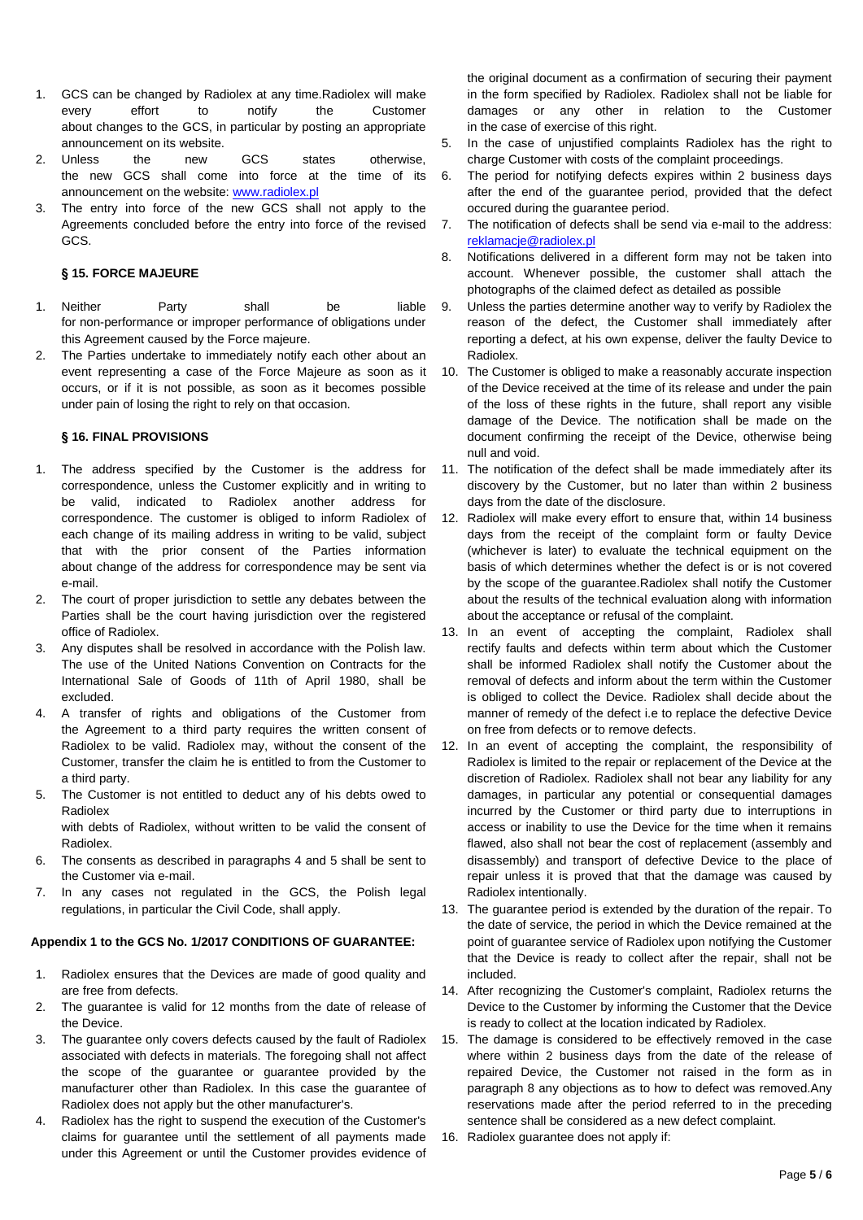1. GCS can be changed by Radiolex at any time.Radiolex will make every effort to notify the Customer about changes to the GCS, in particular by posting an appropriate announcement on its website.
2. Unless the new GCS states otherwise, the new GCS shall come into force at the time of its announcement on the website: www.radiolex.pl
3. The entry into force of the new GCS shall not apply to the Agreements concluded before the entry into force of the revised GCS.

### § 15. FORCE MAJEURE

1. Neither Party shall be liable for non-performance or improper performance of obligations under this Agreement caused by the Force majeure.
2. The Parties undertake to immediately notify each other about an event representing a case of the Force Majeure as soon as it occurs, or if it is not possible, as soon as it becomes possible under pain of losing the right to rely on that occasion.

### § 16. FINAL PROVISIONS

1. The address specified by the Customer is the address for correspondence, unless the Customer explicitly and in writing to be valid, indicated to Radiolex another address for correspondence. The customer is obliged to inform Radiolex of each change of its mailing address in writing to be valid, subject that with the prior consent of the Parties information about change of the address for correspondence may be sent via e-mail.
2. The court of proper jurisdiction to settle any debates between the Parties shall be the court having jurisdiction over the registered office of Radiolex.
3. Any disputes shall be resolved in accordance with the Polish law. The use of the United Nations Convention on Contracts for the International Sale of Goods of 11th of April 1980, shall be excluded.
4. A transfer of rights and obligations of the Customer from the Agreement to a third party requires the written consent of Radiolex to be valid. Radiolex may, without the consent of the Customer, transfer the claim he is entitled to from the Customer to a third party.
5. The Customer is not entitled to deduct any of his debts owed to Radiolex
   with debts of Radiolex, without written to be valid the consent of Radiolex.
6. The consents as described in paragraphs 4 and 5 shall be sent to the Customer via e-mail.
7. In any cases not regulated in the GCS, the Polish legal regulations, in particular the Civil Code, shall apply.

### Appendix 1 to the GCS No. 1/2017 CONDITIONS OF GUARANTEE:

1. Radiolex ensures that the Devices are made of good quality and are free from defects.
2. The guarantee is valid for 12 months from the date of release of the Device.
3. The guarantee only covers defects caused by the fault of Radiolex associated with defects in materials. The foregoing shall not affect the scope of the guarantee or guarantee provided by the manufacturer other than Radiolex. In this case the guarantee of Radiolex does not apply but the other manufacturer's.
4. Radiolex has the right to suspend the execution of the Customer's claims for guarantee until the settlement of all payments made under this Agreement or until the Customer provides evidence of the original document as a confirmation of securing their payment in the form specified by Radiolex. Radiolex shall not be liable for damages or any other in relation to the Customer in the case of exercise of this right.
5. In the case of unjustified complaints Radiolex has the right to charge Customer with costs of the complaint proceedings.
6. The period for notifying defects expires within 2 business days after the end of the guarantee period, provided that the defect occured during the guarantee period.
7. The notification of defects shall be send via e-mail to the address: reklamacje@radiolex.pl
8. Notifications delivered in a different form may not be taken into account. Whenever possible, the customer shall attach the photographs of the claimed defect as detailed as possible
9. Unless the parties determine another way to verify by Radiolex the reason of the defect, the Customer shall immediately after reporting a defect, at his own expense, deliver the faulty Device to Radiolex.
10. The Customer is obliged to make a reasonably accurate inspection of the Device received at the time of its release and under the pain of the loss of these rights in the future, shall report any visible damage of the Device. The notification shall be made on the document confirming the receipt of the Device, otherwise being null and void.
11. The notification of the defect shall be made immediately after its discovery by the Customer, but no later than within 2 business days from the date of the disclosure.
12. Radiolex will make every effort to ensure that, within 14 business days from the receipt of the complaint form or faulty Device (whichever is later) to evaluate the technical equipment on the basis of which determines whether the defect is or is not covered by the scope of the guarantee.Radiolex shall notify the Customer about the results of the technical evaluation along with information about the acceptance or refusal of the complaint.
13. In an event of accepting the complaint, Radiolex shall rectify faults and defects within term about which the Customer shall be informed Radiolex shall notify the Customer about the removal of defects and inform about the term within the Customer is obliged to collect the Device. Radiolex shall decide about the manner of remedy of the defect i.e to replace the defective Device on free from defects or to remove defects.
12. In an event of accepting the complaint, the responsibility of Radiolex is limited to the repair or replacement of the Device at the discretion of Radiolex. Radiolex shall not bear any liability for any damages, in particular any potential or consequential damages incurred by the Customer or third party due to interruptions in access or inability to use the Device for the time when it remains flawed, also shall not bear the cost of replacement (assembly and disassembly) and transport of defective Device to the place of repair unless it is proved that that the damage was caused by Radiolex intentionally.
13. The guarantee period is extended by the duration of the repair. To the date of service, the period in which the Device remained at the point of guarantee service of Radiolex upon notifying the Customer that the Device is ready to collect after the repair, shall not be included.
14. After recognizing the Customer's complaint, Radiolex returns the Device to the Customer by informing the Customer that the Device is ready to collect at the location indicated by Radiolex.
15. The damage is considered to be effectively removed in the case where within 2 business days from the date of the release of repaired Device, the Customer not raised in the form as in paragraph 8 any objections as to how to defect was removed.Any reservations made after the period referred to in the preceding sentence shall be considered as a new defect complaint.
16. Radiolex guarantee does not apply if: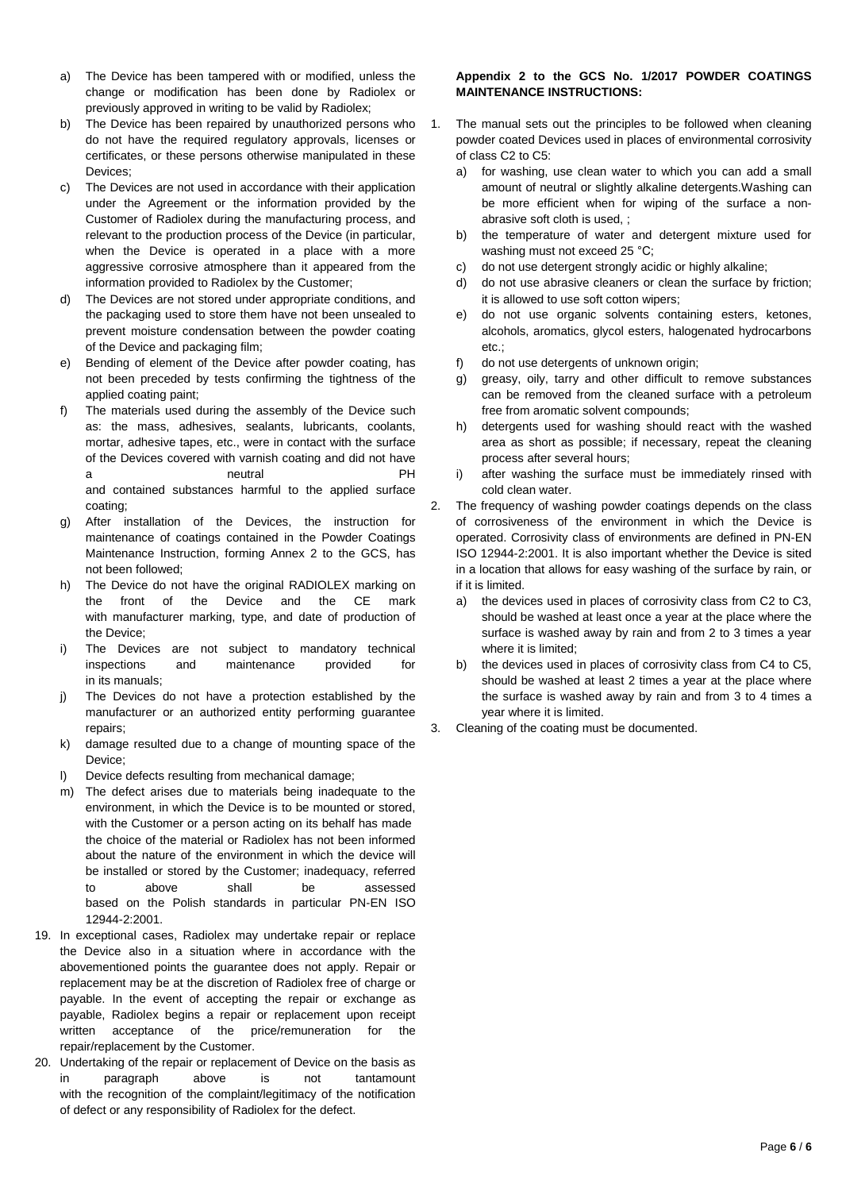a) The Device has been tampered with or modified, unless the change or modification has been done by Radiolex or previously approved in writing to be valid by Radiolex;
b) The Device has been repaired by unauthorized persons who do not have the required regulatory approvals, licenses or certificates, or these persons otherwise manipulated in these Devices;
c) The Devices are not used in accordance with their application under the Agreement or the information provided by the Customer of Radiolex during the manufacturing process, and relevant to the production process of the Device (in particular, when the Device is operated in a place with a more aggressive corrosive atmosphere than it appeared from the information provided to Radiolex by the Customer;
d) The Devices are not stored under appropriate conditions, and the packaging used to store them have not been unsealed to prevent moisture condensation between the powder coating of the Device and packaging film;
e) Bending of element of the Device after powder coating, has not been preceded by tests confirming the tightness of the applied coating paint;
f) The materials used during the assembly of the Device such as: the mass, adhesives, sealants, lubricants, coolants, mortar, adhesive tapes, etc., were in contact with the surface of the Devices covered with varnish coating and did not have a neutral PH and contained substances harmful to the applied surface coating;
g) After installation of the Devices, the instruction for maintenance of coatings contained in the Powder Coatings Maintenance Instruction, forming Annex 2 to the GCS, has not been followed;
h) The Device do not have the original RADIOLEX marking on the front of the Device and the CE mark with manufacturer marking, type, and date of production of the Device;
i) The Devices are not subject to mandatory technical inspections and maintenance provided for in its manuals;
j) The Devices do not have a protection established by the manufacturer or an authorized entity performing guarantee repairs;
k) damage resulted due to a change of mounting space of the Device;
l) Device defects resulting from mechanical damage;
m) The defect arises due to materials being inadequate to the environment, in which the Device is to be mounted or stored, with the Customer or a person acting on its behalf has made the choice of the material or Radiolex has not been informed about the nature of the environment in which the device will be installed or stored by the Customer; inadequacy, referred to above shall be assessed based on the Polish standards in particular PN-EN ISO 12944-2:2001.

19. In exceptional cases, Radiolex may undertake repair or replace the Device also in a situation where in accordance with the abovementioned points the guarantee does not apply. Repair or replacement may be at the discretion of Radiolex free of charge or payable. In the event of accepting the repair or exchange as payable, Radiolex begins a repair or replacement upon receipt written acceptance of the price/remuneration for the repair/replacement by the Customer.
20. Undertaking of the repair or replacement of Device on the basis as in paragraph above is not tantamount with the recognition of the complaint/legitimacy of the notification of defect or any responsibility of Radiolex for the defect.

**Appendix 2 to the GCS No. 1/2017 POWDER COATINGS MAINTENANCE INSTRUCTIONS:**

1. The manual sets out the principles to be followed when cleaning powder coated Devices used in places of environmental corrosivity of class C2 to C5:
   a) for washing, use clean water to which you can add a small amount of neutral or slightly alkaline detergents.Washing can be more efficient when for wiping of the surface a non-abrasive soft cloth is used, ;
   b) the temperature of water and detergent mixture used for washing must not exceed 25 °C;
   c) do not use detergent strongly acidic or highly alkaline;
   d) do not use abrasive cleaners or clean the surface by friction; it is allowed to use soft cotton wipers;
   e) do not use organic solvents containing esters, ketones, alcohols, aromatics, glycol esters, halogenated hydrocarbons etc.;
   f) do not use detergents of unknown origin;
   g) greasy, oily, tarry and other difficult to remove substances can be removed from the cleaned surface with a petroleum free from aromatic solvent compounds;
   h) detergents used for washing should react with the washed area as short as possible; if necessary, repeat the cleaning process after several hours;
   i) after washing the surface must be immediately rinsed with cold clean water.
2. The frequency of washing powder coatings depends on the class of corrosiveness of the environment in which the Device is operated. Corrosivity class of environments are defined in PN-EN ISO 12944-2:2001. It is also important whether the Device is sited in a location that allows for easy washing of the surface by rain, or if it is limited.
   a) the devices used in places of corrosivity class from C2 to C3, should be washed at least once a year at the place where the surface is washed away by rain and from 2 to 3 times a year where it is limited;
   b) the devices used in places of corrosivity class from C4 to C5, should be washed at least 2 times a year at the place where the surface is washed away by rain and from 3 to 4 times a year where it is limited.
3. Cleaning of the coating must be documented.